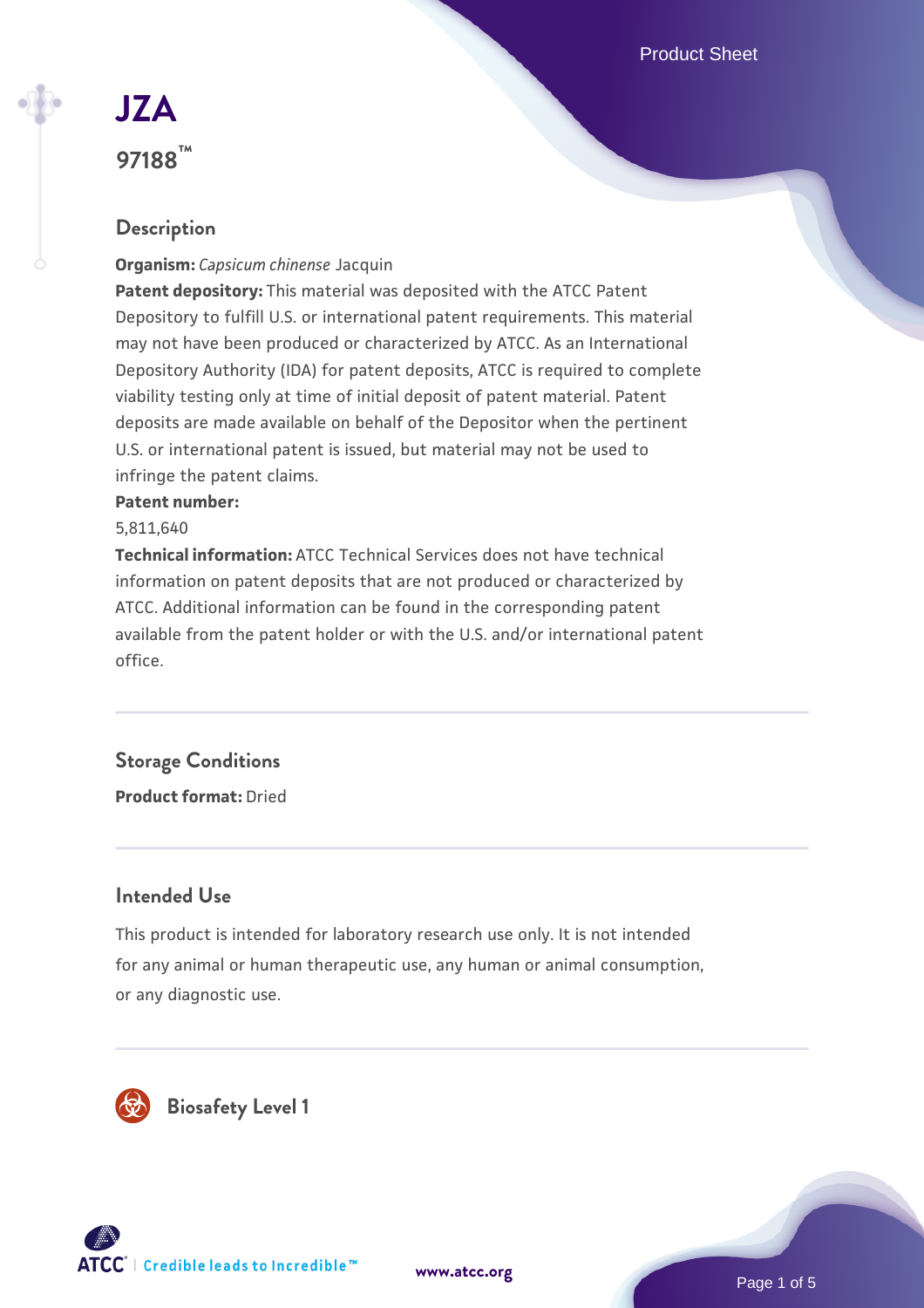# JZA

**97188™**

## Description

**Organism:** *Capsicum chinense* Jacquin

**Patent depository:** This material was deposited with the ATCC Patent Depository to fulfill U.S. or international patent requirements. This material may not have been produced or characterized by ATCC. As an International Depository Authority (IDA) for patent deposits, ATCC is required to complete viability testing only at time of initial deposit of patent material. Patent deposits are made available on behalf of the Depositor when the pertinent U.S. or international patent is issued, but material may not be used to infringe the patent claims.

**Patent number:**

5,811,640

**Technical information:** ATCC Technical Services does not have technical information on patent deposits that are not produced or characterized by ATCC. Additional information can be found in the corresponding patent available from the patent holder or with the U.S. and/or international patent office.

## Storage Conditions

**Product format:** Dried

## Intended Use

This product is intended for laboratory research use only. It is not intended for any animal or human therapeutic use, any human or animal consumption, or any diagnostic use.

## Biosafety Level 1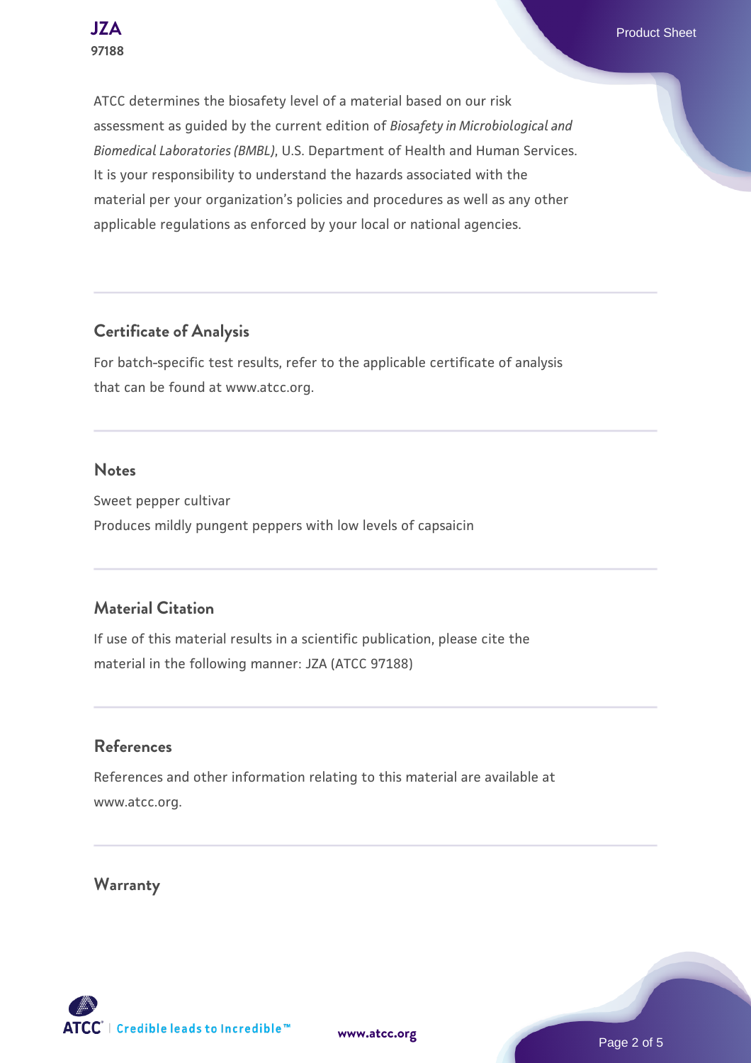ATCC determines the biosafety level of a material based on our risk assessment as guided by the current edition of *Biosafety in Microbiological and Biomedical Laboratories (BMBL)*, U.S. Department of Health and Human Services. It is your responsibility to understand the hazards associated with the material per your organization's policies and procedures as well as any other applicable regulations as enforced by your local or national agencies.

## Certificate of Analysis

For batch-specific test results, refer to the applicable certificate of analysis that can be found at www.atcc.org.

## Notes

Sweet pepper cultivar
Produces mildly pungent peppers with low levels of capsaicin

## Material Citation

If use of this material results in a scientific publication, please cite the material in the following manner: JZA (ATCC 97188)

## References

References and other information relating to this material are available at www.atcc.org.

## Warranty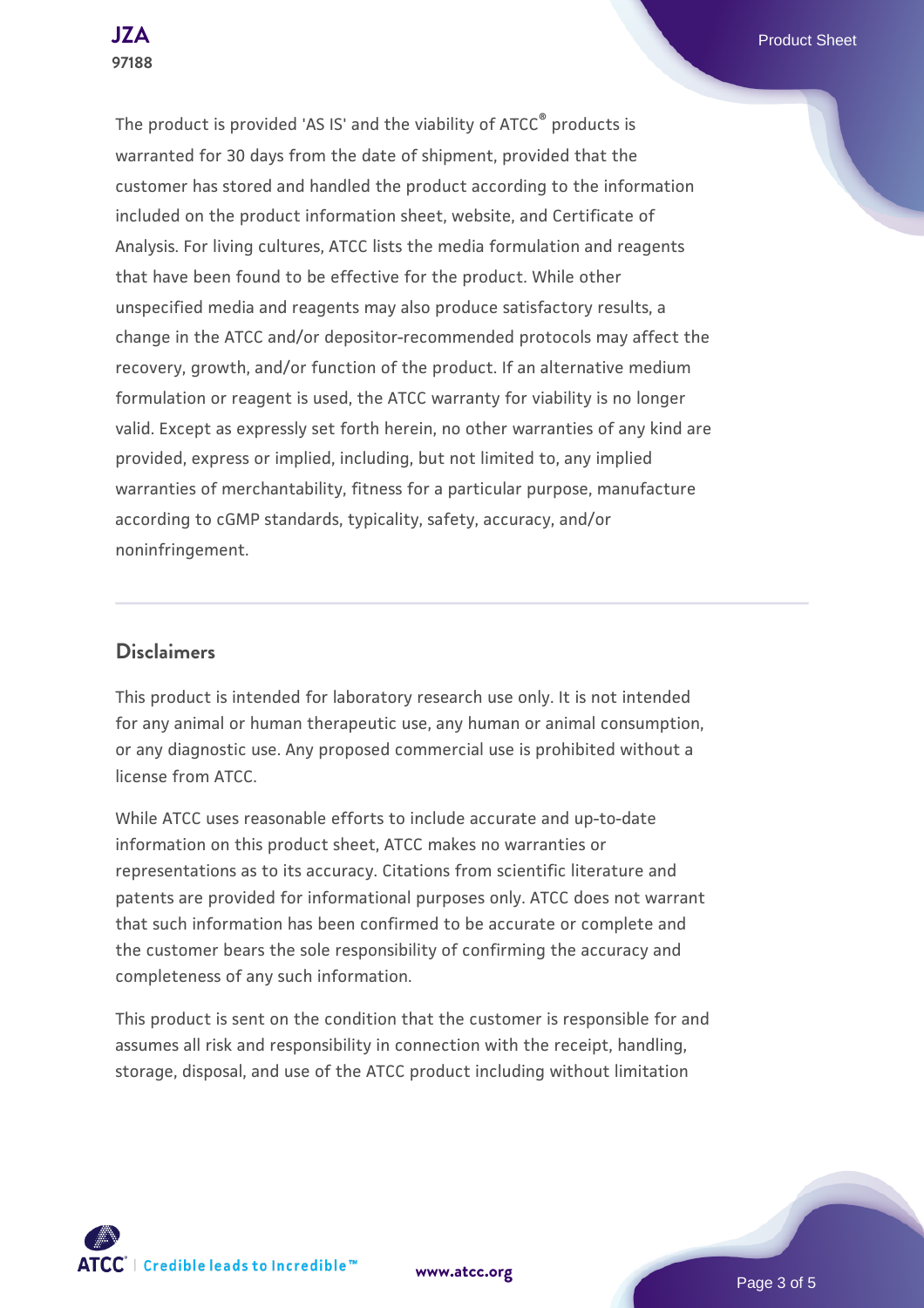The product is provided 'AS IS' and the viability of ATCC® products is warranted for 30 days from the date of shipment, provided that the customer has stored and handled the product according to the information included on the product information sheet, website, and Certificate of Analysis. For living cultures, ATCC lists the media formulation and reagents that have been found to be effective for the product. While other unspecified media and reagents may also produce satisfactory results, a change in the ATCC and/or depositor-recommended protocols may affect the recovery, growth, and/or function of the product. If an alternative medium formulation or reagent is used, the ATCC warranty for viability is no longer valid. Except as expressly set forth herein, no other warranties of any kind are provided, express or implied, including, but not limited to, any implied warranties of merchantability, fitness for a particular purpose, manufacture according to cGMP standards, typicality, safety, accuracy, and/or noninfringement.

## Disclaimers

This product is intended for laboratory research use only. It is not intended for any animal or human therapeutic use, any human or animal consumption, or any diagnostic use. Any proposed commercial use is prohibited without a license from ATCC.

While ATCC uses reasonable efforts to include accurate and up-to-date information on this product sheet, ATCC makes no warranties or representations as to its accuracy. Citations from scientific literature and patents are provided for informational purposes only. ATCC does not warrant that such information has been confirmed to be accurate or complete and the customer bears the sole responsibility of confirming the accuracy and completeness of any such information.

This product is sent on the condition that the customer is responsible for and assumes all risk and responsibility in connection with the receipt, handling, storage, disposal, and use of the ATCC product including without limitation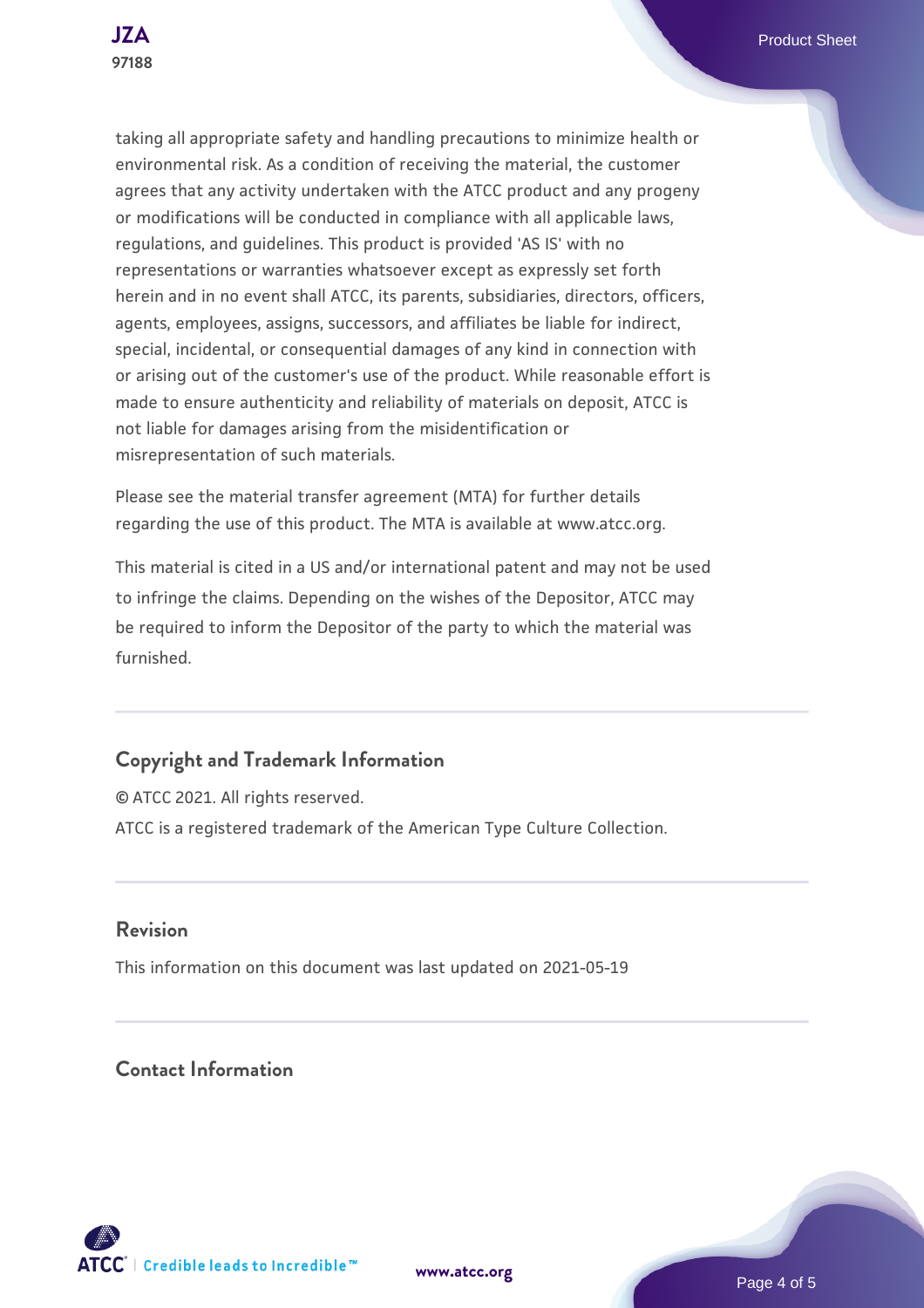taking all appropriate safety and handling precautions to minimize health or environmental risk. As a condition of receiving the material, the customer agrees that any activity undertaken with the ATCC product and any progeny or modifications will be conducted in compliance with all applicable laws, regulations, and guidelines. This product is provided 'AS IS' with no representations or warranties whatsoever except as expressly set forth herein and in no event shall ATCC, its parents, subsidiaries, directors, officers, agents, employees, assigns, successors, and affiliates be liable for indirect, special, incidental, or consequential damages of any kind in connection with or arising out of the customer's use of the product. While reasonable effort is made to ensure authenticity and reliability of materials on deposit, ATCC is not liable for damages arising from the misidentification or misrepresentation of such materials.

Please see the material transfer agreement (MTA) for further details regarding the use of this product. The MTA is available at www.atcc.org.

This material is cited in a US and/or international patent and may not be used to infringe the claims. Depending on the wishes of the Depositor, ATCC may be required to inform the Depositor of the party to which the material was furnished.

## Copyright and Trademark Information

© ATCC 2021. All rights reserved.

ATCC is a registered trademark of the American Type Culture Collection.

## Revision

This information on this document was last updated on 2021-05-19

## Contact Information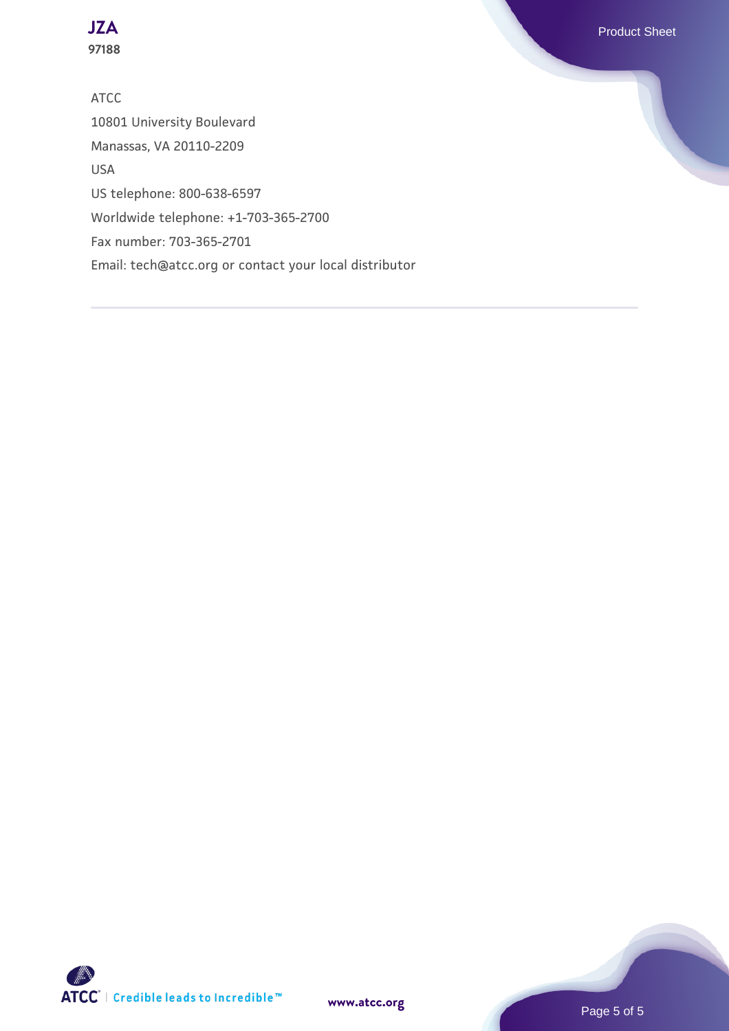ATCC

10801 University Boulevard

Manassas, VA 20110-2209

USA

US telephone: 800-638-6597

Worldwide telephone: +1-703-365-2700

Fax number: 703-365-2701

Email: tech@atcc.org or contact your local distributor